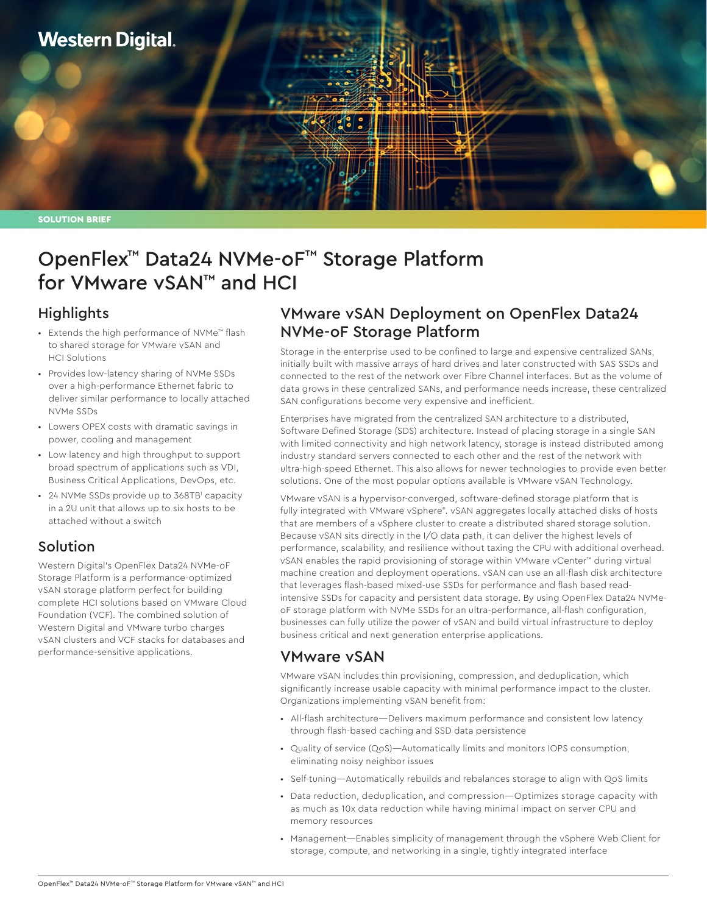Western Digital.

SOLUTION BRIEF

# OpenFlex™ Data24 NVMe-oF™ Storage Platform for VMware vSAN™ and HCI

## Highlights

- Extends the high performance of NVMe™ flash to shared storage for VMware vSAN and HCI Solutions
- Provides low-latency sharing of NVMe SSDs over a high-performance Ethernet fabric to deliver similar performance to locally attached NVMe SSDs
- Lowers OPEX costs with dramatic savings in power, cooling and management
- Low latency and high throughput to support broad spectrum of applications such as VDI, Business Critical Applications, DevOps, etc.
- 24 NVMe SSDs provide up to 368TB[1] capacity in a 2U unit that allows up to six hosts to be attached without a switch

## Solution

Western Digital's OpenFlex Data24 NVMe-oF Storage Platform is a performance-optimized vSAN storage platform perfect for building complete HCI solutions based on VMware Cloud Foundation (VCF). The combined solution of Western Digital and VMware turbo charges vSAN clusters and VCF stacks for databases and performance-sensitive applications.

## VMware vSAN Deployment on OpenFlex Data24 NVMe-oF Storage Platform

Storage in the enterprise used to be confined to large and expensive centralized SANs, initially built with massive arrays of hard drives and later constructed with SAS SSDs and connected to the rest of the network over Fibre Channel interfaces. But as the volume of data grows in these centralized SANs, and performance needs increase, these centralized SAN configurations become very expensive and inefficient.

Enterprises have migrated from the centralized SAN architecture to a distributed, Software Defined Storage (SDS) architecture. Instead of placing storage in a single SAN with limited connectivity and high network latency, storage is instead distributed among industry standard servers connected to each other and the rest of the network with ultra-high-speed Ethernet. This also allows for newer technologies to provide even better solutions. One of the most popular options available is VMware vSAN Technology.

VMware vSAN is a hypervisor-converged, software-defined storage platform that is fully integrated with VMware vSphere®. vSAN aggregates locally attached disks of hosts that are members of a vSphere cluster to create a distributed shared storage solution. Because vSAN sits directly in the I/O data path, it can deliver the highest levels of performance, scalability, and resilience without taxing the CPU with additional overhead. vSAN enables the rapid provisioning of storage within VMware vCenter™ during virtual machine creation and deployment operations. vSAN can use an all-flash disk architecture that leverages flash-based mixed-use SSDs for performance and flash based read-intensive SSDs for capacity and persistent data storage. By using OpenFlex Data24 NVMe-oF storage platform with NVMe SSDs for an ultra-performance, all-flash configuration, businesses can fully utilize the power of vSAN and build virtual infrastructure to deploy business critical and next generation enterprise applications.

## VMware vSAN

VMware vSAN includes thin provisioning, compression, and deduplication, which significantly increase usable capacity with minimal performance impact to the cluster. Organizations implementing vSAN benefit from:

- All-flash architecture—Delivers maximum performance and consistent low latency through flash-based caching and SSD data persistence
- Quality of service (QoS)—Automatically limits and monitors IOPS consumption, eliminating noisy neighbor issues
- Self-tuning—Automatically rebuilds and rebalances storage to align with QoS limits
- Data reduction, deduplication, and compression—Optimizes storage capacity with as much as 10x data reduction while having minimal impact on server CPU and memory resources
- Management—Enables simplicity of management through the vSphere Web Client for storage, compute, and networking in a single, tightly integrated interface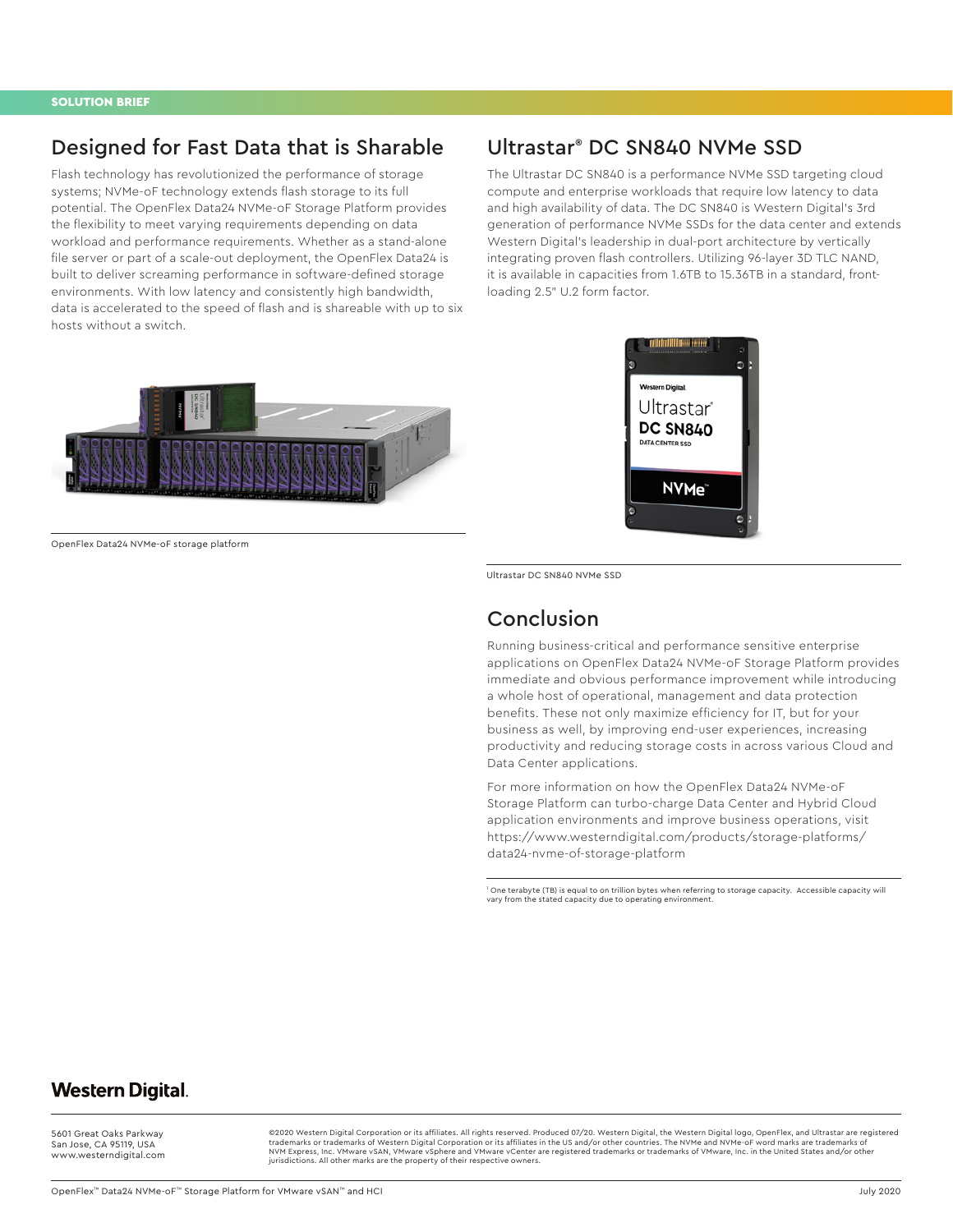## Designed for Fast Data that is Sharable

Flash technology has revolutionized the performance of storage systems; NVMe-oF technology extends flash storage to its full potential. The OpenFlex Data24 NVMe-oF Storage Platform provides the flexibility to meet varying requirements depending on data workload and performance requirements. Whether as a stand-alone file server or part of a scale-out deployment, the OpenFlex Data24 is built to deliver screaming performance in software-defined storage environments. With low latency and consistently high bandwidth, data is accelerated to the speed of flash and is shareable with up to six hosts without a switch.

OpenFlex Data24 NVMe-oF storage platform

## Ultrastar® DC SN840 NVMe SSD

The Ultrastar DC SN840 is a performance NVMe SSD targeting cloud compute and enterprise workloads that require low latency to data and high availability of data. The DC SN840 is Western Digital's 3rd generation of performance NVMe SSDs for the data center and extends Western Digital's leadership in dual-port architecture by vertically integrating proven flash controllers. Utilizing 96-layer 3D TLC NAND, it is available in capacities from 1.6TB to 15.36TB in a standard, front-loading 2.5" U.2 form factor.

Ultrastar DC SN840 NVMe SSD

## Conclusion

Running business-critical and performance sensitive enterprise applications on OpenFlex Data24 NVMe-oF Storage Platform provides immediate and obvious performance improvement while introducing a whole host of operational, management and data protection benefits. These not only maximize efficiency for IT, but for your business as well, by improving end-user experiences, increasing productivity and reducing storage costs in across various Cloud and Data Center applications.

For more information on how the OpenFlex Data24 NVMe-oF Storage Platform can turbo-charge Data Center and Hybrid Cloud application environments and improve business operations, visit https://www.westerndigital.com/products/storage-platforms/data24-nvme-of-storage-platform

[1] One terabyte (TB) is equal to on trillion bytes when referring to storage capacity. Accessible capacity will vary from the stated capacity due to operating environment.

**Western Digital.**

5601 Great Oaks Parkway
San Jose, CA 95119, USA
www.westerndigital.com

©2020 Western Digital Corporation or its affiliates. All rights reserved. Produced 07/20. Western Digital, the Western Digital logo, OpenFlex, and Ultrastar are registered trademarks or trademarks of Western Digital Corporation or its affiliates in the US and/or other countries. The NVMe and NVMe-oF word marks are trademarks of NVM Express, Inc. VMware vSAN, VMware vSphere and VMware vCenter are registered trademarks or trademarks of VMware, Inc. in the United States and/or other jurisdictions. All other marks are the property of their respective owners.